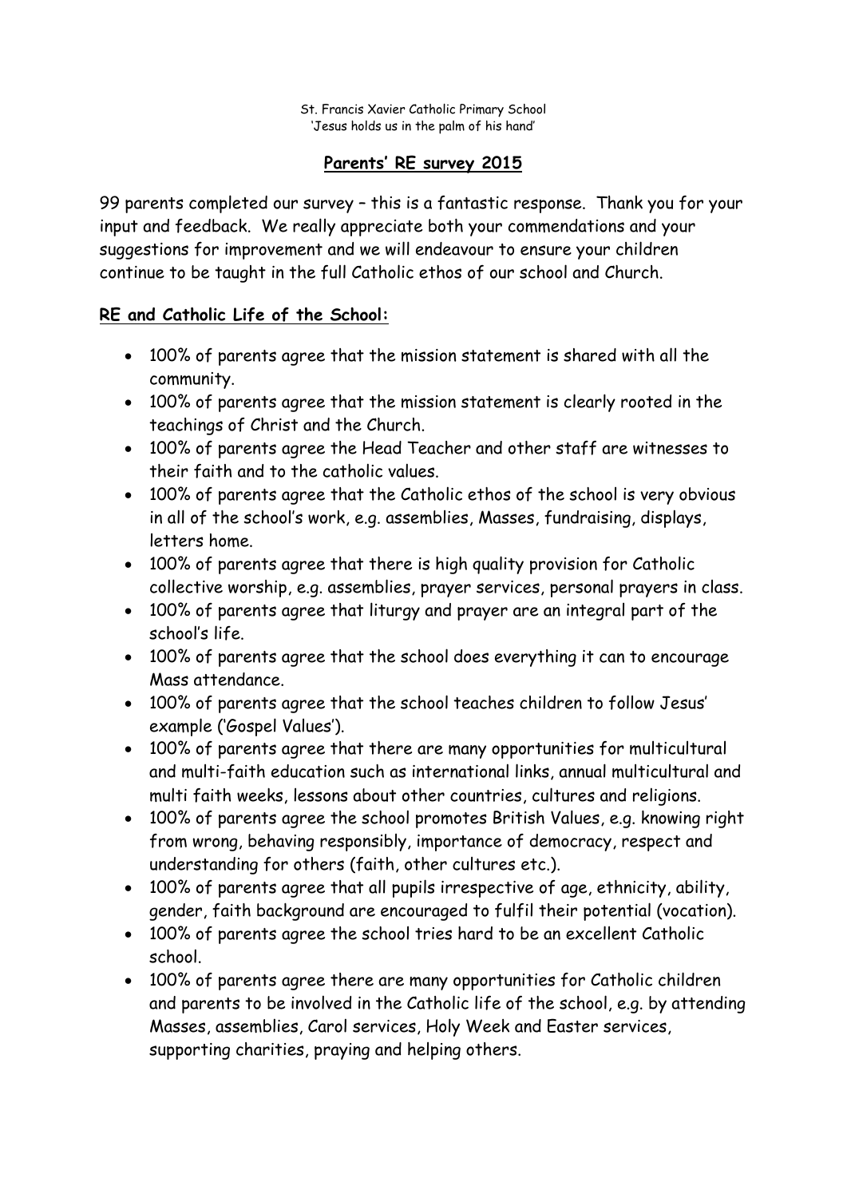St. Francis Xavier Catholic Primary School
'Jesus holds us in the palm of his hand'

# Parents' RE survey 2015

99 parents completed our survey – this is a fantastic response. Thank you for your input and feedback. We really appreciate both your commendations and your suggestions for improvement and we will endeavour to ensure your children continue to be taught in the full Catholic ethos of our school and Church.

## RE and Catholic Life of the School:

- 100% of parents agree that the mission statement is shared with all the community.
- 100% of parents agree that the mission statement is clearly rooted in the teachings of Christ and the Church.
- 100% of parents agree the Head Teacher and other staff are witnesses to their faith and to the catholic values.
- 100% of parents agree that the Catholic ethos of the school is very obvious in all of the school's work, e.g. assemblies, Masses, fundraising, displays, letters home.
- 100% of parents agree that there is high quality provision for Catholic collective worship, e.g. assemblies, prayer services, personal prayers in class.
- 100% of parents agree that liturgy and prayer are an integral part of the school's life.
- 100% of parents agree that the school does everything it can to encourage Mass attendance.
- 100% of parents agree that the school teaches children to follow Jesus' example ('Gospel Values').
- 100% of parents agree that there are many opportunities for multicultural and multi-faith education such as international links, annual multicultural and multi faith weeks, lessons about other countries, cultures and religions.
- 100% of parents agree the school promotes British Values, e.g. knowing right from wrong, behaving responsibly, importance of democracy, respect and understanding for others (faith, other cultures etc.).
- 100% of parents agree that all pupils irrespective of age, ethnicity, ability, gender, faith background are encouraged to fulfil their potential (vocation).
- 100% of parents agree the school tries hard to be an excellent Catholic school.
- 100% of parents agree there are many opportunities for Catholic children and parents to be involved in the Catholic life of the school, e.g. by attending Masses, assemblies, Carol services, Holy Week and Easter services, supporting charities, praying and helping others.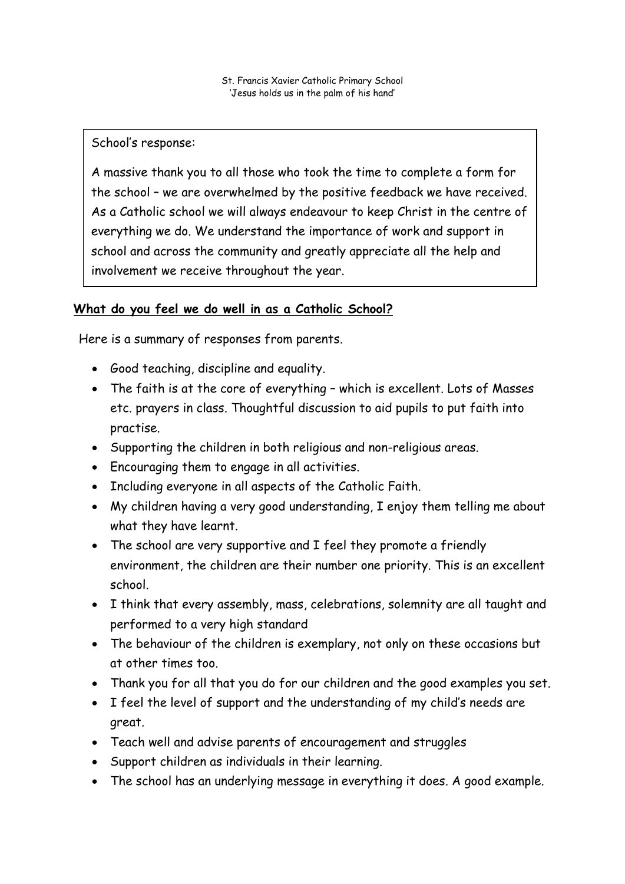St. Francis Xavier Catholic Primary School
'Jesus holds us in the palm of his hand'

School's response:

A massive thank you to all those who took the time to complete a form for the school – we are overwhelmed by the positive feedback we have received. As a Catholic school we will always endeavour to keep Christ in the centre of everything we do. We understand the importance of work and support in school and across the community and greatly appreciate all the help and involvement we receive throughout the year.

**What do you feel we do well in as a Catholic School?**

Here is a summary of responses from parents.

- Good teaching, discipline and equality.
- The faith is at the core of everything – which is excellent. Lots of Masses etc. prayers in class. Thoughtful discussion to aid pupils to put faith into practise.
- Supporting the children in both religious and non-religious areas.
- Encouraging them to engage in all activities.
- Including everyone in all aspects of the Catholic Faith.
- My children having a very good understanding, I enjoy them telling me about what they have learnt.
- The school are very supportive and I feel they promote a friendly environment, the children are their number one priority. This is an excellent school.
- I think that every assembly, mass, celebrations, solemnity are all taught and performed to a very high standard
- The behaviour of the children is exemplary, not only on these occasions but at other times too.
- Thank you for all that you do for our children and the good examples you set.
- I feel the level of support and the understanding of my child's needs are great.
- Teach well and advise parents of encouragement and struggles
- Support children as individuals in their learning.
- The school has an underlying message in everything it does. A good example.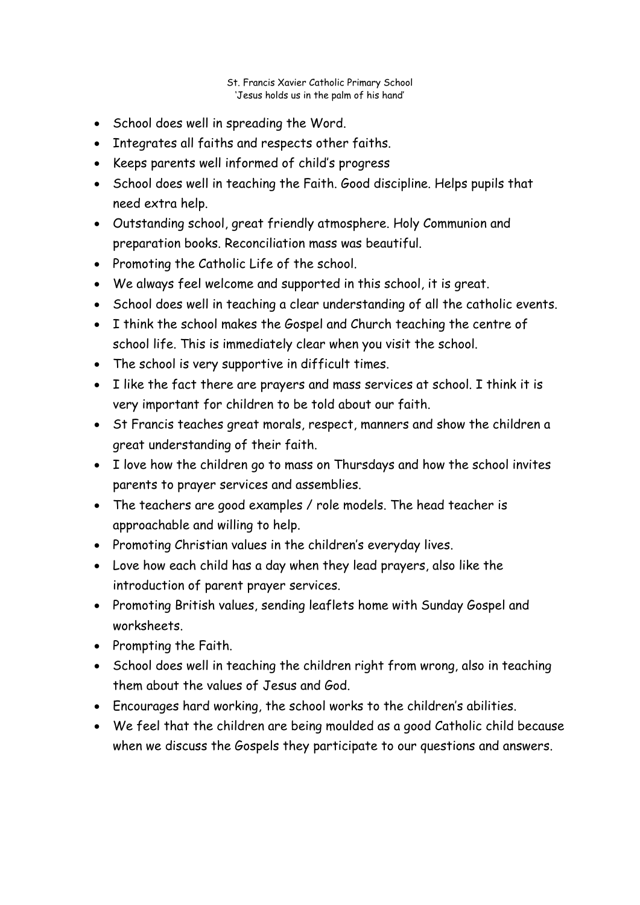St. Francis Xavier Catholic Primary School
'Jesus holds us in the palm of his hand'

- School does well in spreading the Word.
- Integrates all faiths and respects other faiths.
- Keeps parents well informed of child's progress
- School does well in teaching the Faith. Good discipline. Helps pupils that need extra help.
- Outstanding school, great friendly atmosphere. Holy Communion and preparation books. Reconciliation mass was beautiful.
- Promoting the Catholic Life of the school.
- We always feel welcome and supported in this school, it is great.
- School does well in teaching a clear understanding of all the catholic events.
- I think the school makes the Gospel and Church teaching the centre of school life. This is immediately clear when you visit the school.
- The school is very supportive in difficult times.
- I like the fact there are prayers and mass services at school. I think it is very important for children to be told about our faith.
- St Francis teaches great morals, respect, manners and show the children a great understanding of their faith.
- I love how the children go to mass on Thursdays and how the school invites parents to prayer services and assemblies.
- The teachers are good examples / role models. The head teacher is approachable and willing to help.
- Promoting Christian values in the children's everyday lives.
- Love how each child has a day when they lead prayers, also like the introduction of parent prayer services.
- Promoting British values, sending leaflets home with Sunday Gospel and worksheets.
- Prompting the Faith.
- School does well in teaching the children right from wrong, also in teaching them about the values of Jesus and God.
- Encourages hard working, the school works to the children's abilities.
- We feel that the children are being moulded as a good Catholic child because when we discuss the Gospels they participate to our questions and answers.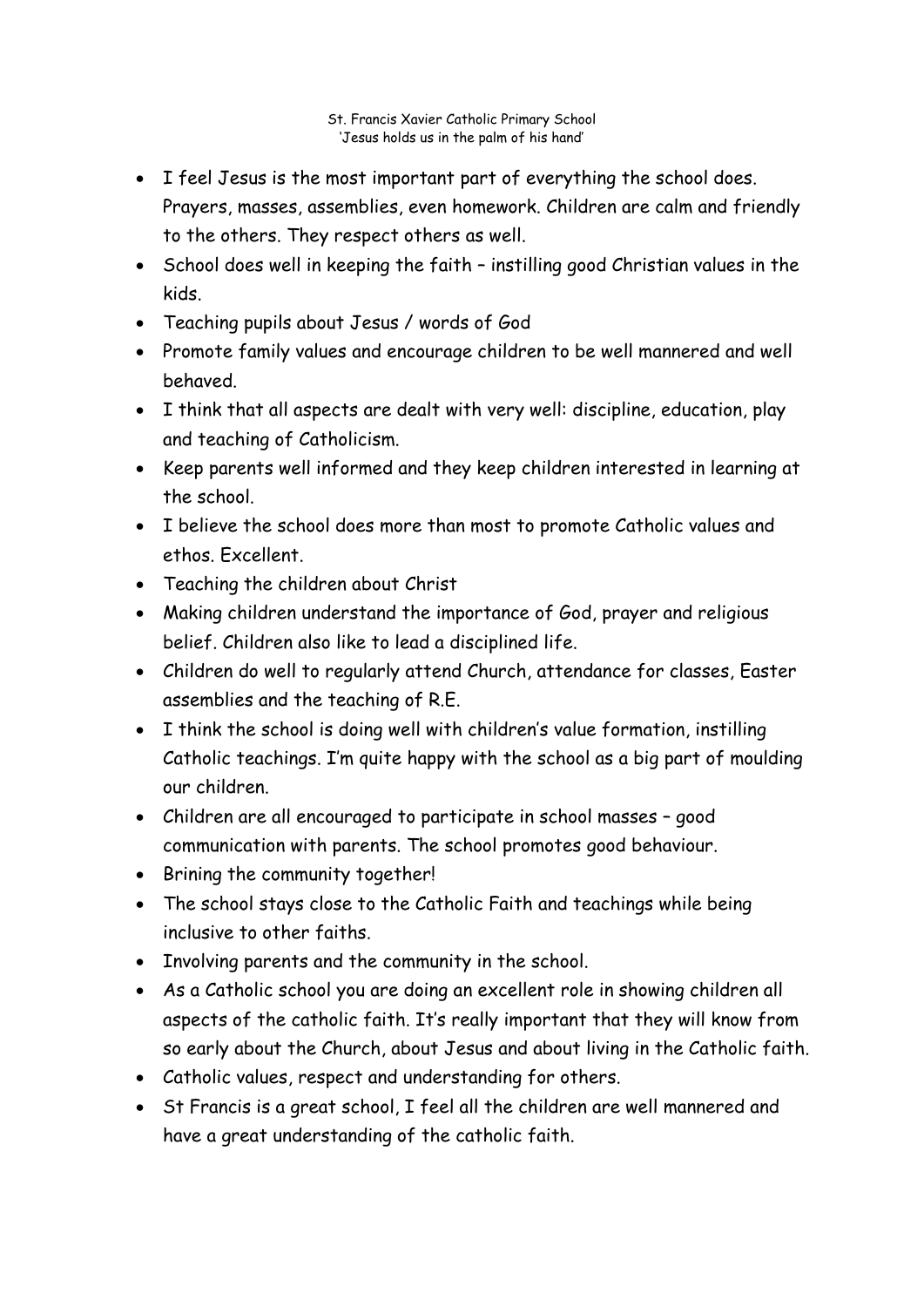- I feel Jesus is the most important part of everything the school does. Prayers, masses, assemblies, even homework. Children are calm and friendly to the others. They respect others as well.
- School does well in keeping the faith – instilling good Christian values in the kids.
- Teaching pupils about Jesus / words of God
- Promote family values and encourage children to be well mannered and well behaved.
- I think that all aspects are dealt with very well: discipline, education, play and teaching of Catholicism.
- Keep parents well informed and they keep children interested in learning at the school.
- I believe the school does more than most to promote Catholic values and ethos. Excellent.
- Teaching the children about Christ
- Making children understand the importance of God, prayer and religious belief. Children also like to lead a disciplined life.
- Children do well to regularly attend Church, attendance for classes, Easter assemblies and the teaching of R.E.
- I think the school is doing well with children's value formation, instilling Catholic teachings. I'm quite happy with the school as a big part of moulding our children.
- Children are all encouraged to participate in school masses – good communication with parents. The school promotes good behaviour.
- Brining the community together!
- The school stays close to the Catholic Faith and teachings while being inclusive to other faiths.
- Involving parents and the community in the school.
- As a Catholic school you are doing an excellent role in showing children all aspects of the catholic faith. It's really important that they will know from so early about the Church, about Jesus and about living in the Catholic faith.
- Catholic values, respect and understanding for others.
- St Francis is a great school, I feel all the children are well mannered and have a great understanding of the catholic faith.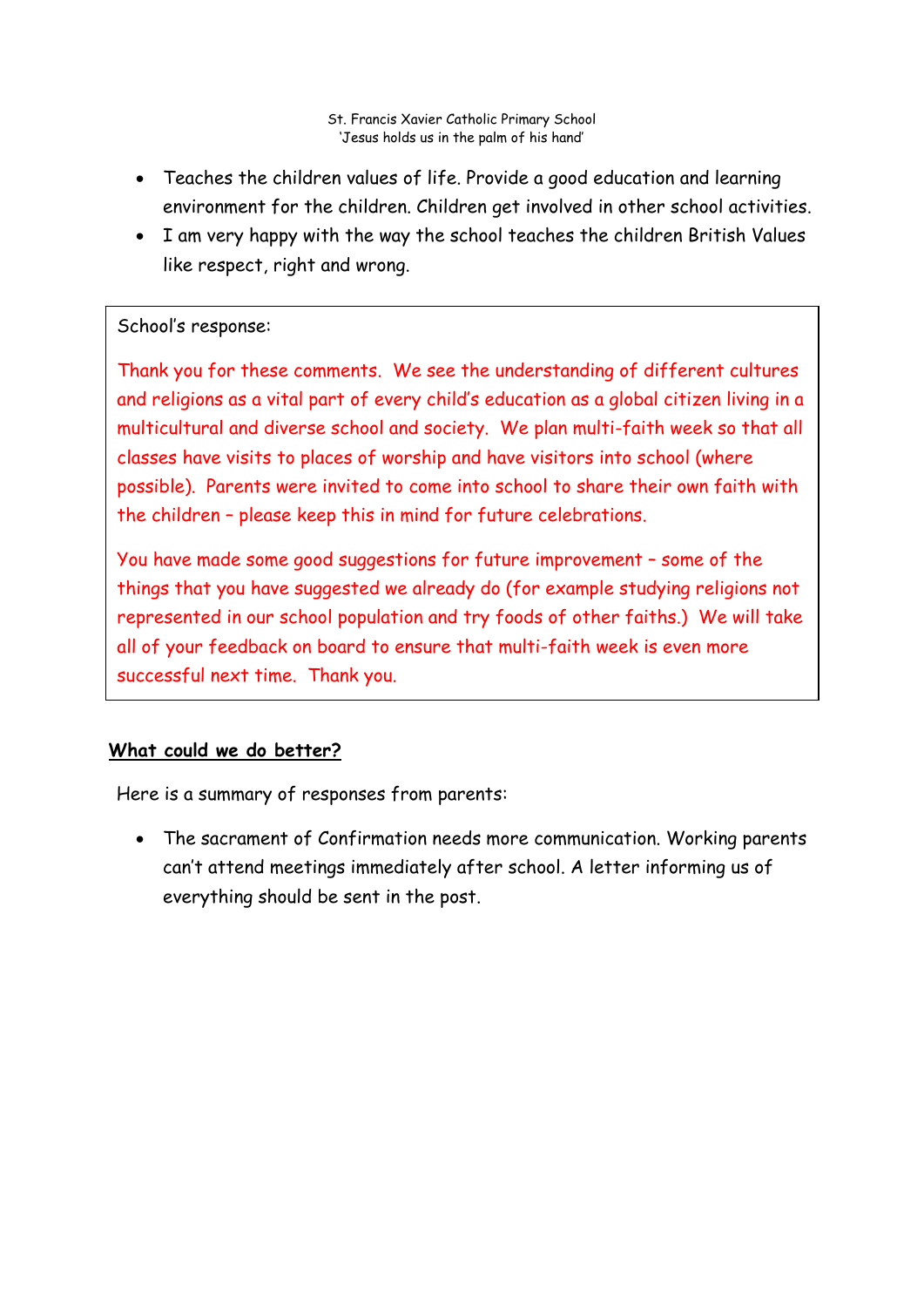- Teaches the children values of life. Provide a good education and learning environment for the children. Children get involved in other school activities.
- I am very happy with the way the school teaches the children British Values like respect, right and wrong.

School's response:

Thank you for these comments. We see the understanding of different cultures and religions as a vital part of every child's education as a global citizen living in a multicultural and diverse school and society. We plan multi-faith week so that all classes have visits to places of worship and have visitors into school (where possible). Parents were invited to come into school to share their own faith with the children – please keep this in mind for future celebrations.

You have made some good suggestions for future improvement – some of the things that you have suggested we already do (for example studying religions not represented in our school population and try foods of other faiths.) We will take all of your feedback on board to ensure that multi-faith week is even more successful next time. Thank you.

## What could we do better?

Here is a summary of responses from parents:

- The sacrament of Confirmation needs more communication. Working parents can't attend meetings immediately after school. A letter informing us of everything should be sent in the post.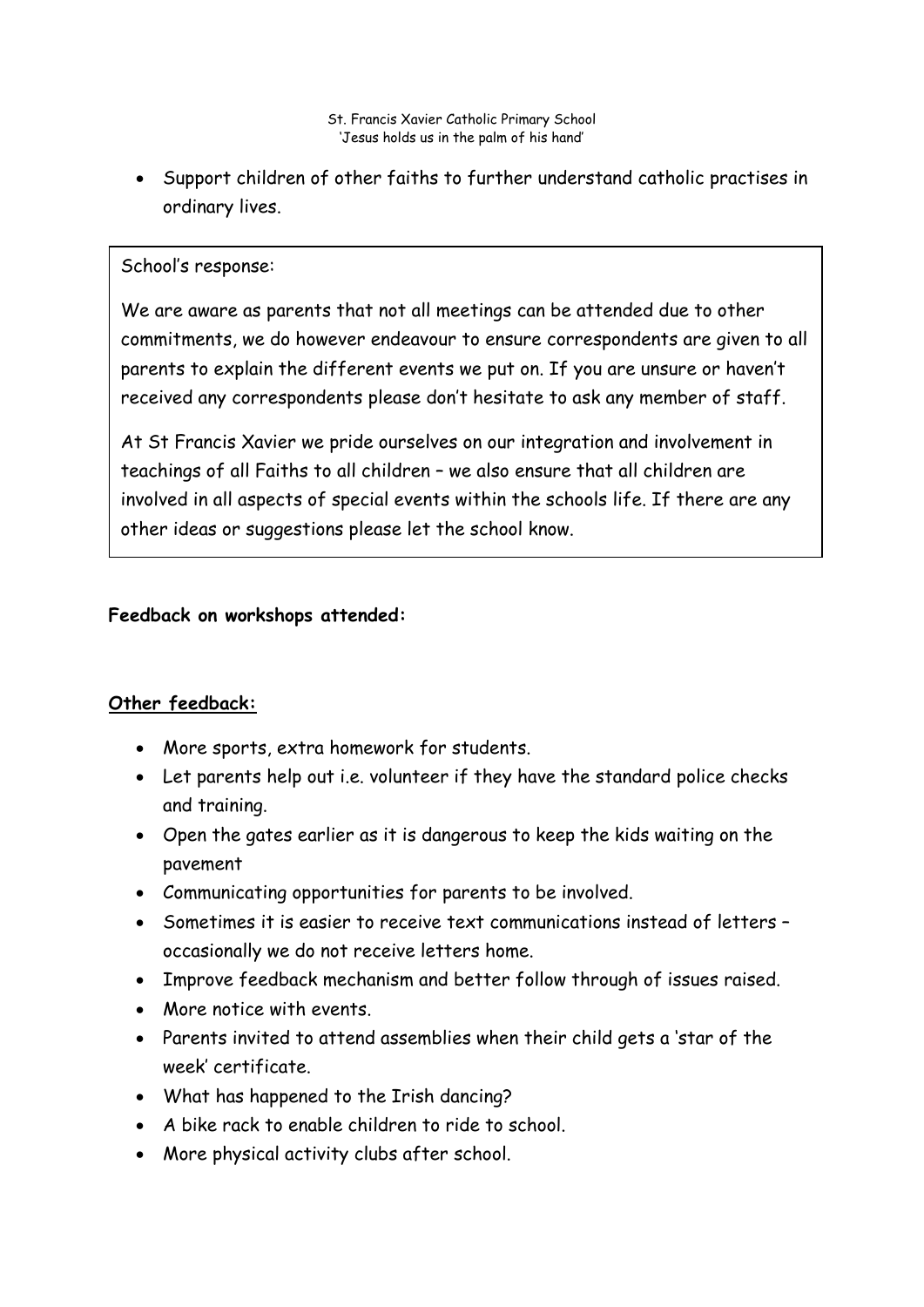- Support children of other faiths to further understand catholic practises in ordinary lives.

School's response:

We are aware as parents that not all meetings can be attended due to other commitments, we do however endeavour to ensure correspondents are given to all parents to explain the different events we put on. If you are unsure or haven't received any correspondents please don't hesitate to ask any member of staff.

At St Francis Xavier we pride ourselves on our integration and involvement in teachings of all Faiths to all children – we also ensure that all children are involved in all aspects of special events within the schools life. If there are any other ideas or suggestions please let the school know.

**Feedback on workshops attended:**

**Other feedback:**

- More sports, extra homework for students.
- Let parents help out i.e. volunteer if they have the standard police checks and training.
- Open the gates earlier as it is dangerous to keep the kids waiting on the pavement
- Communicating opportunities for parents to be involved.
- Sometimes it is easier to receive text communications instead of letters – occasionally we do not receive letters home.
- Improve feedback mechanism and better follow through of issues raised.
- More notice with events.
- Parents invited to attend assemblies when their child gets a 'star of the week' certificate.
- What has happened to the Irish dancing?
- A bike rack to enable children to ride to school.
- More physical activity clubs after school.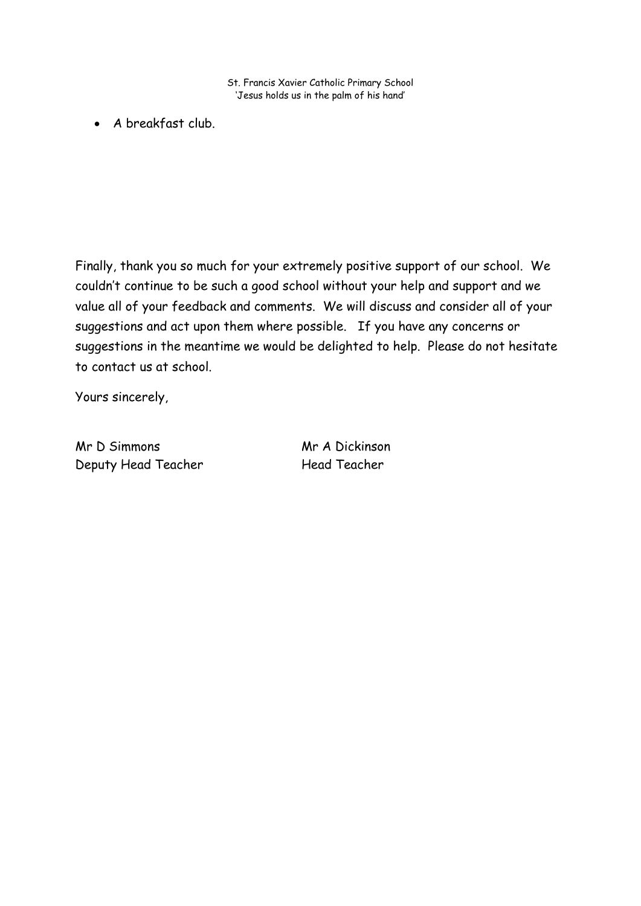- A breakfast club.

Finally, thank you so much for your extremely positive support of our school. We couldn't continue to be such a good school without your help and support and we value all of your feedback and comments. We will discuss and consider all of your suggestions and act upon them where possible. If you have any concerns or suggestions in the meantime we would be delighted to help. Please do not hesitate to contact us at school.

Yours sincerely,

Mr D Simmons
Deputy Head Teacher

Mr A Dickinson
Head Teacher